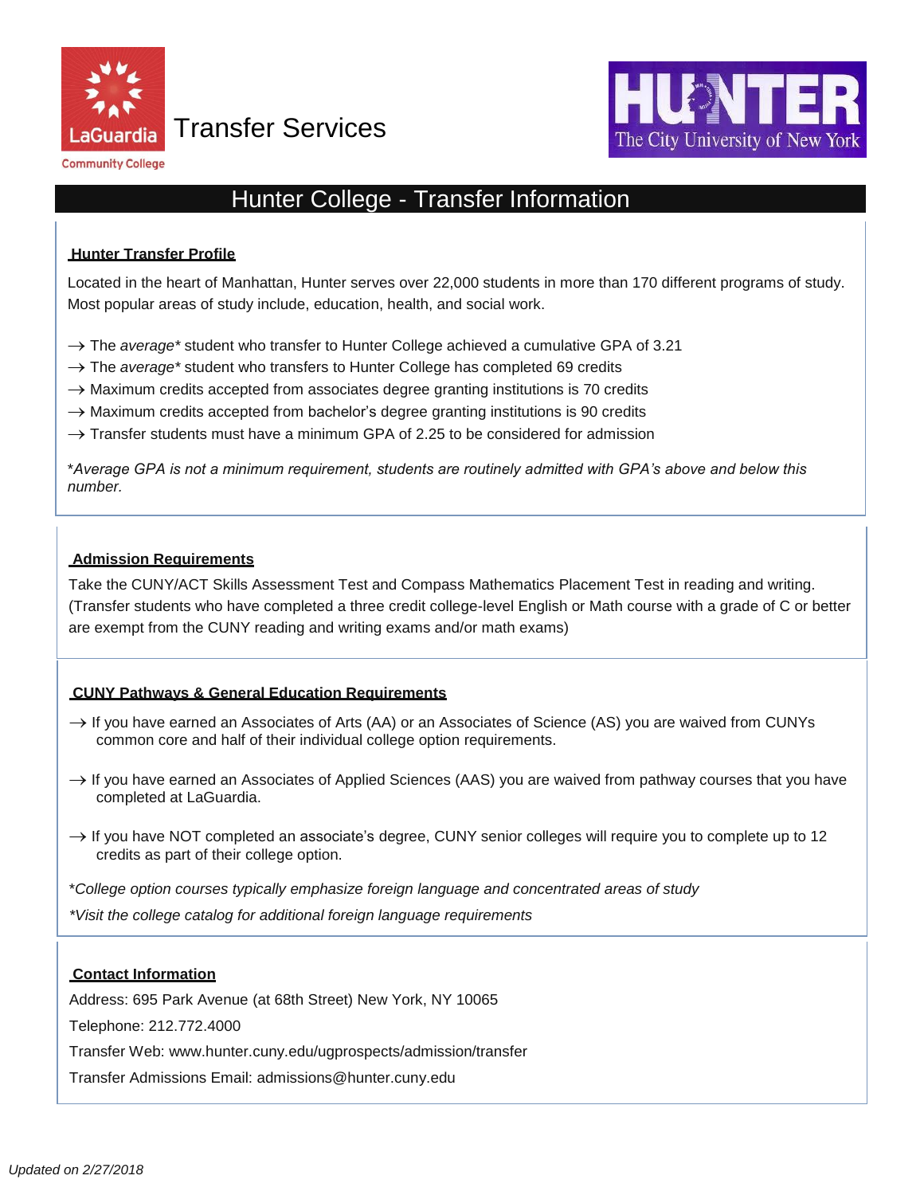Transfer Services

# Hunter College - Transfer Information

## Hunter Transfer Profile

Located in the heart of Manhattan, Hunter serves over 22,000 students in more than 170 different programs of study. Most popular areas of study include, education, health, and social work.

→ The *average** student who transfer to Hunter College achieved a cumulative GPA of 3.21
→ The *average** student who transfers to Hunter College has completed 69 credits
→ Maximum credits accepted from associates degree granting institutions is 70 credits
→ Maximum credits accepted from bachelor's degree granting institutions is 90 credits
→ Transfer students must have a minimum GPA of 2.25 to be considered for admission

**Average GPA is not a minimum requirement, students are routinely admitted with GPA's above and below this number.*

## Admission Requirements

Take the CUNY/ACT Skills Assessment Test and Compass Mathematics Placement Test in reading and writing. (Transfer students who have completed a three credit college-level English or Math course with a grade of C or better are exempt from the CUNY reading and writing exams and/or math exams)

## CUNY Pathways & General Education Requirements

→ If you have earned an Associates of Arts (AA) or an Associates of Science (AS) you are waived from CUNYs common core and half of their individual college option requirements.

→ If you have earned an Associates of Applied Sciences (AAS) you are waived from pathway courses that you have completed at LaGuardia.

→ If you have NOT completed an associate's degree, CUNY senior colleges will require you to complete up to 12 credits as part of their college option.

**College option courses typically emphasize foreign language and concentrated areas of study*

**Visit the college catalog for additional foreign language requirements*

## Contact Information

Address: 695 Park Avenue (at 68th Street) New York, NY 10065

Telephone: 212.772.4000

Transfer Web: www.hunter.cuny.edu/ugprospects/admission/transfer

Transfer Admissions Email: admissions@hunter.cuny.edu

*Updated on 2/27/2018*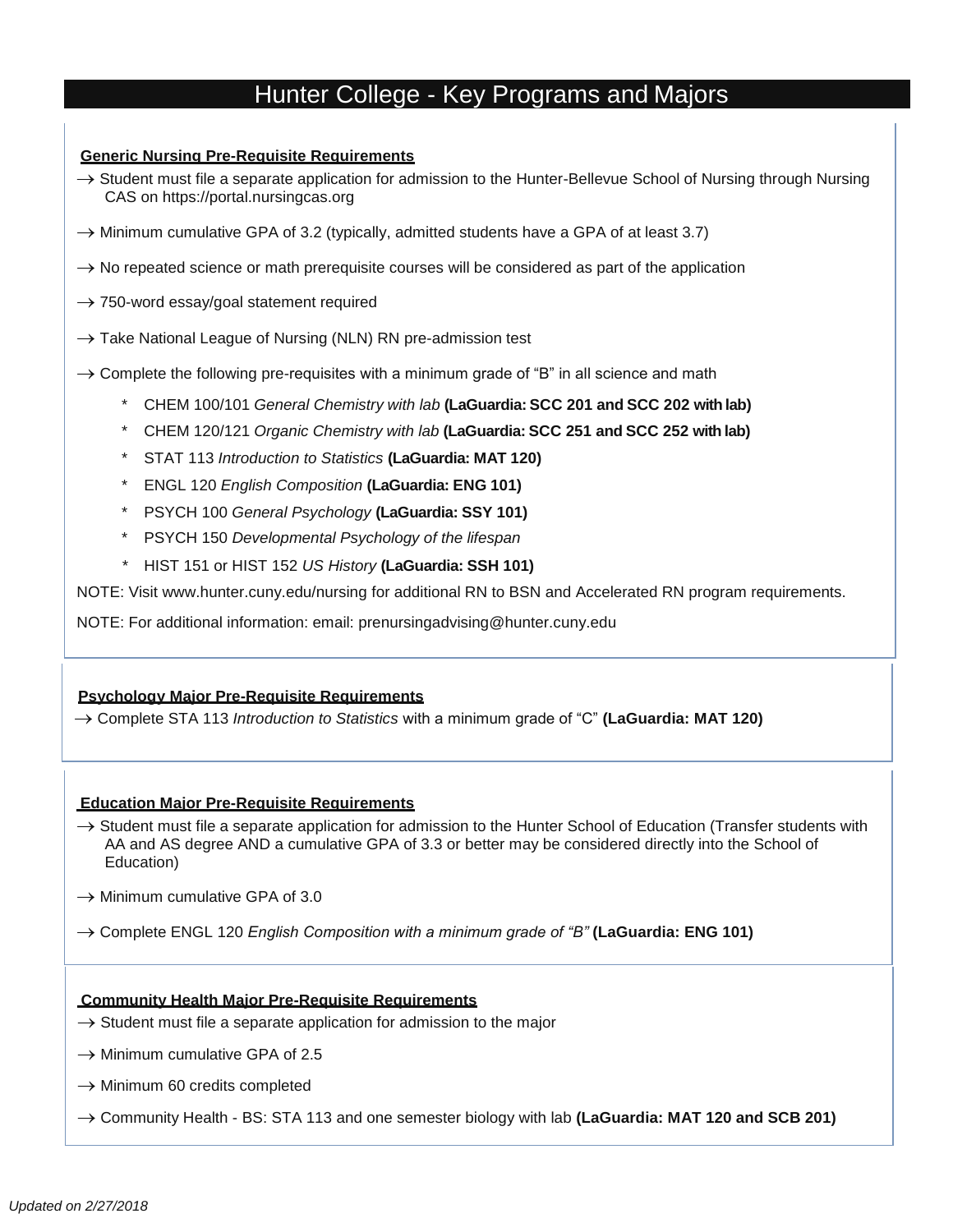# Hunter College - Key Programs and Majors

**Generic Nursing Pre-Requisite Requirements**

→ Student must file a separate application for admission to the Hunter-Bellevue School of Nursing through Nursing CAS on https://portal.nursingcas.org

→ Minimum cumulative GPA of 3.2 (typically, admitted students have a GPA of at least 3.7)

→ No repeated science or math prerequisite courses will be considered as part of the application

→ 750-word essay/goal statement required

→ Take National League of Nursing (NLN) RN pre-admission test

→ Complete the following pre-requisites with a minimum grade of "B" in all science and math

- CHEM 100/101 *General Chemistry with lab* **(LaGuardia: SCC 201 and SCC 202 with lab)**
- CHEM 120/121 *Organic Chemistry with lab* **(LaGuardia: SCC 251 and SCC 252 with lab)**
- STAT 113 *Introduction to Statistics* **(LaGuardia: MAT 120)**
- ENGL 120 *English Composition* **(LaGuardia: ENG 101)**
- PSYCH 100 *General Psychology* **(LaGuardia: SSY 101)**
- PSYCH 150 *Developmental Psychology of the lifespan*
- HIST 151 or HIST 152 *US History* **(LaGuardia: SSH 101)**

NOTE: Visit www.hunter.cuny.edu/nursing for additional RN to BSN and Accelerated RN program requirements.

NOTE: For additional information: email: prenursingadvising@hunter.cuny.edu

**Psychology Major Pre-Requisite Requirements**

→ Complete STA 113 *Introduction to Statistics* with a minimum grade of "C" **(LaGuardia: MAT 120)**

**Education Major Pre-Requisite Requirements**

→ Student must file a separate application for admission to the Hunter School of Education (Transfer students with AA and AS degree AND a cumulative GPA of 3.3 or better may be considered directly into the School of Education)

→ Minimum cumulative GPA of 3.0

→ Complete ENGL 120 *English Composition with a minimum grade of "B"* **(LaGuardia: ENG 101)**

**Community Health Major Pre-Requisite Requirements**

→ Student must file a separate application for admission to the major

→ Minimum cumulative GPA of 2.5

→ Minimum 60 credits completed

→ Community Health - BS: STA 113 and one semester biology with lab **(LaGuardia: MAT 120 and SCB 201)**

*Updated on 2/27/2018*